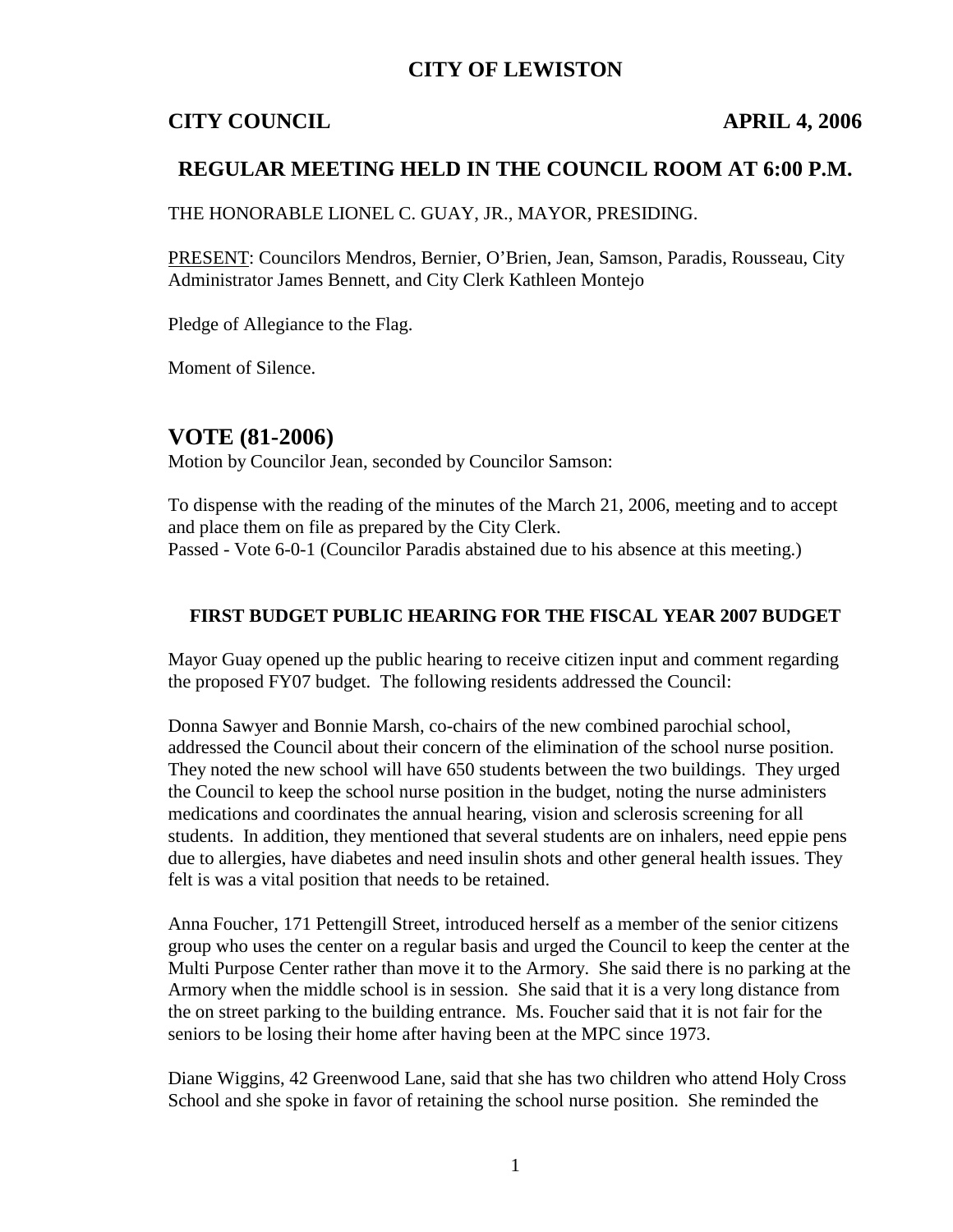# CITY OF LEWISTON

**CITY COUNCIL** **APRIL 4, 2006**

## REGULAR MEETING HELD IN THE COUNCIL ROOM AT 6:00 P.M.

THE HONORABLE LIONEL C. GUAY, JR., MAYOR, PRESIDING.

PRESENT: Councilors Mendros, Bernier, O'Brien, Jean, Samson, Paradis, Rousseau, City Administrator James Bennett, and City Clerk Kathleen Montejo

Pledge of Allegiance to the Flag.

Moment of Silence.

## VOTE (81-2006)

Motion by Councilor Jean, seconded by Councilor Samson:

To dispense with the reading of the minutes of the March 21, 2006, meeting and to accept and place them on file as prepared by the City Clerk.
Passed - Vote 6-0-1 (Councilor Paradis abstained due to his absence at this meeting.)

### FIRST BUDGET PUBLIC HEARING FOR THE FISCAL YEAR 2007 BUDGET

Mayor Guay opened up the public hearing to receive citizen input and comment regarding the proposed FY07 budget. The following residents addressed the Council:

Donna Sawyer and Bonnie Marsh, co-chairs of the new combined parochial school, addressed the Council about their concern of the elimination of the school nurse position. They noted the new school will have 650 students between the two buildings. They urged the Council to keep the school nurse position in the budget, noting the nurse administers medications and coordinates the annual hearing, vision and sclerosis screening for all students. In addition, they mentioned that several students are on inhalers, need eppie pens due to allergies, have diabetes and need insulin shots and other general health issues. They felt is was a vital position that needs to be retained.

Anna Foucher, 171 Pettengill Street, introduced herself as a member of the senior citizens group who uses the center on a regular basis and urged the Council to keep the center at the Multi Purpose Center rather than move it to the Armory. She said there is no parking at the Armory when the middle school is in session. She said that it is a very long distance from the on street parking to the building entrance. Ms. Foucher said that it is not fair for the seniors to be losing their home after having been at the MPC since 1973.

Diane Wiggins, 42 Greenwood Lane, said that she has two children who attend Holy Cross School and she spoke in favor of retaining the school nurse position. She reminded the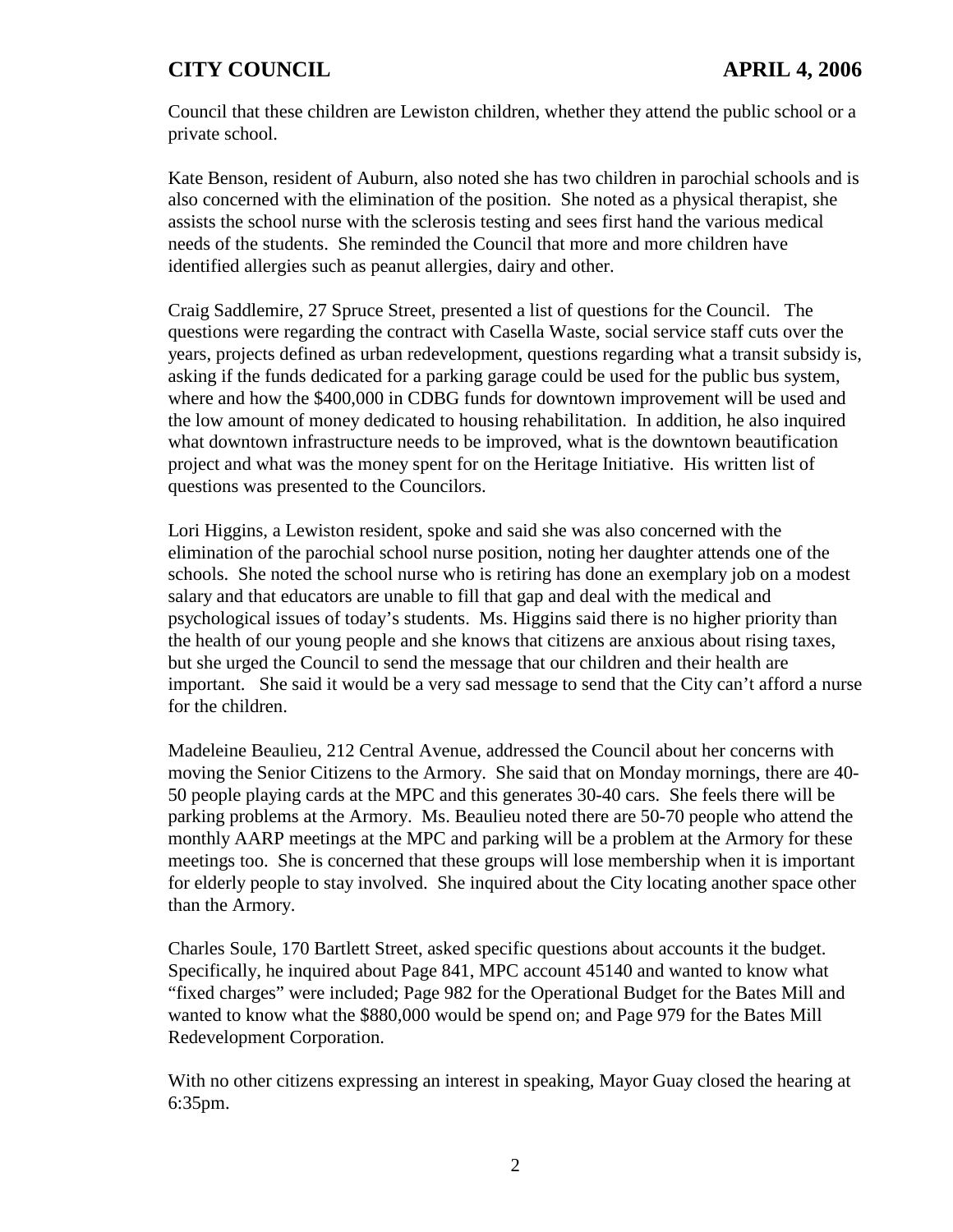Council that these children are Lewiston children, whether they attend the public school or a private school.

Kate Benson, resident of Auburn, also noted she has two children in parochial schools and is also concerned with the elimination of the position. She noted as a physical therapist, she assists the school nurse with the sclerosis testing and sees first hand the various medical needs of the students. She reminded the Council that more and more children have identified allergies such as peanut allergies, dairy and other.

Craig Saddlemire, 27 Spruce Street, presented a list of questions for the Council. The questions were regarding the contract with Casella Waste, social service staff cuts over the years, projects defined as urban redevelopment, questions regarding what a transit subsidy is, asking if the funds dedicated for a parking garage could be used for the public bus system, where and how the $400,000 in CDBG funds for downtown improvement will be used and the low amount of money dedicated to housing rehabilitation. In addition, he also inquired what downtown infrastructure needs to be improved, what is the downtown beautification project and what was the money spent for on the Heritage Initiative. His written list of questions was presented to the Councilors.

Lori Higgins, a Lewiston resident, spoke and said she was also concerned with the elimination of the parochial school nurse position, noting her daughter attends one of the schools. She noted the school nurse who is retiring has done an exemplary job on a modest salary and that educators are unable to fill that gap and deal with the medical and psychological issues of today's students. Ms. Higgins said there is no higher priority than the health of our young people and she knows that citizens are anxious about rising taxes, but she urged the Council to send the message that our children and their health are important. She said it would be a very sad message to send that the City can't afford a nurse for the children.

Madeleine Beaulieu, 212 Central Avenue, addressed the Council about her concerns with moving the Senior Citizens to the Armory. She said that on Monday mornings, there are 40-50 people playing cards at the MPC and this generates 30-40 cars. She feels there will be parking problems at the Armory. Ms. Beaulieu noted there are 50-70 people who attend the monthly AARP meetings at the MPC and parking will be a problem at the Armory for these meetings too. She is concerned that these groups will lose membership when it is important for elderly people to stay involved. She inquired about the City locating another space other than the Armory.

Charles Soule, 170 Bartlett Street, asked specific questions about accounts it the budget. Specifically, he inquired about Page 841, MPC account 45140 and wanted to know what "fixed charges" were included; Page 982 for the Operational Budget for the Bates Mill and wanted to know what the $880,000 would be spend on; and Page 979 for the Bates Mill Redevelopment Corporation.

With no other citizens expressing an interest in speaking, Mayor Guay closed the hearing at 6:35pm.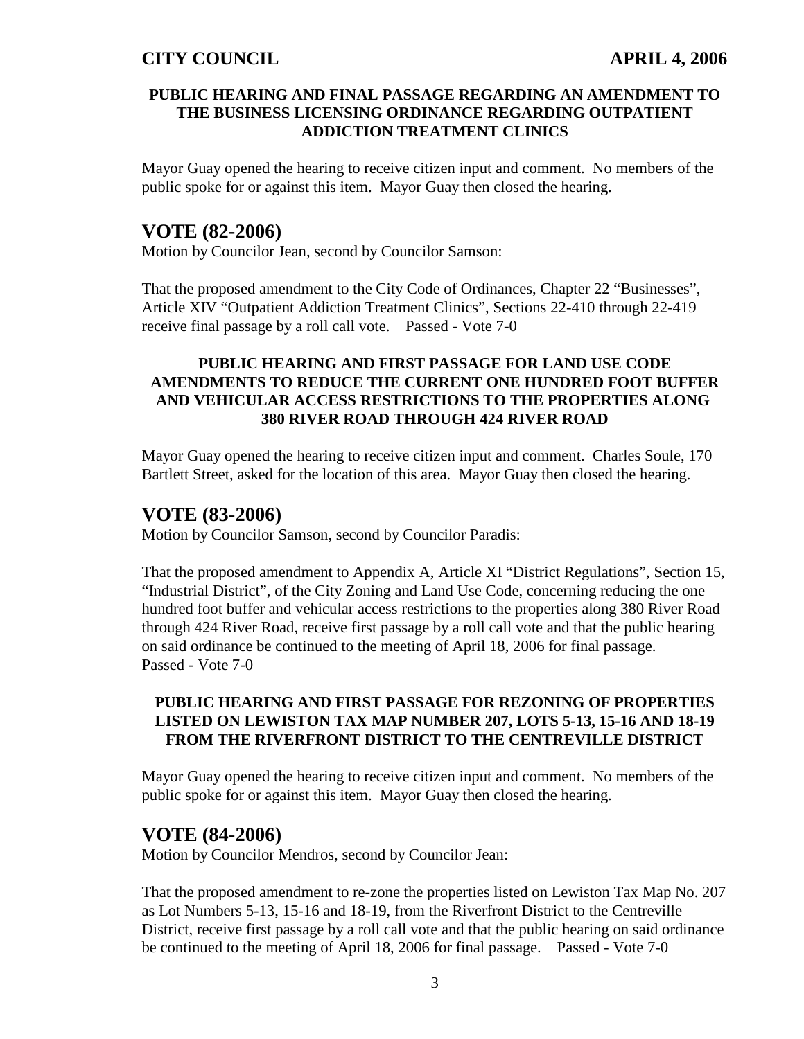**PUBLIC HEARING AND FINAL PASSAGE REGARDING AN AMENDMENT TO THE BUSINESS LICENSING ORDINANCE REGARDING OUTPATIENT ADDICTION TREATMENT CLINICS**

Mayor Guay opened the hearing to receive citizen input and comment. No members of the public spoke for or against this item. Mayor Guay then closed the hearing.

## VOTE (82-2006)

Motion by Councilor Jean, second by Councilor Samson:

That the proposed amendment to the City Code of Ordinances, Chapter 22 "Businesses", Article XIV "Outpatient Addiction Treatment Clinics", Sections 22-410 through 22-419 receive final passage by a roll call vote. Passed - Vote 7-0

**PUBLIC HEARING AND FIRST PASSAGE FOR LAND USE CODE AMENDMENTS TO REDUCE THE CURRENT ONE HUNDRED FOOT BUFFER AND VEHICULAR ACCESS RESTRICTIONS TO THE PROPERTIES ALONG 380 RIVER ROAD THROUGH 424 RIVER ROAD**

Mayor Guay opened the hearing to receive citizen input and comment. Charles Soule, 170 Bartlett Street, asked for the location of this area. Mayor Guay then closed the hearing.

## VOTE (83-2006)

Motion by Councilor Samson, second by Councilor Paradis:

That the proposed amendment to Appendix A, Article XI "District Regulations", Section 15, "Industrial District", of the City Zoning and Land Use Code, concerning reducing the one hundred foot buffer and vehicular access restrictions to the properties along 380 River Road through 424 River Road, receive first passage by a roll call vote and that the public hearing on said ordinance be continued to the meeting of April 18, 2006 for final passage.
Passed - Vote 7-0

**PUBLIC HEARING AND FIRST PASSAGE FOR REZONING OF PROPERTIES LISTED ON LEWISTON TAX MAP NUMBER 207, LOTS 5-13, 15-16 AND 18-19 FROM THE RIVERFRONT DISTRICT TO THE CENTREVILLE DISTRICT**

Mayor Guay opened the hearing to receive citizen input and comment. No members of the public spoke for or against this item. Mayor Guay then closed the hearing.

## VOTE (84-2006)

Motion by Councilor Mendros, second by Councilor Jean:

That the proposed amendment to re-zone the properties listed on Lewiston Tax Map No. 207 as Lot Numbers 5-13, 15-16 and 18-19, from the Riverfront District to the Centreville District, receive first passage by a roll call vote and that the public hearing on said ordinance be continued to the meeting of April 18, 2006 for final passage. Passed - Vote 7-0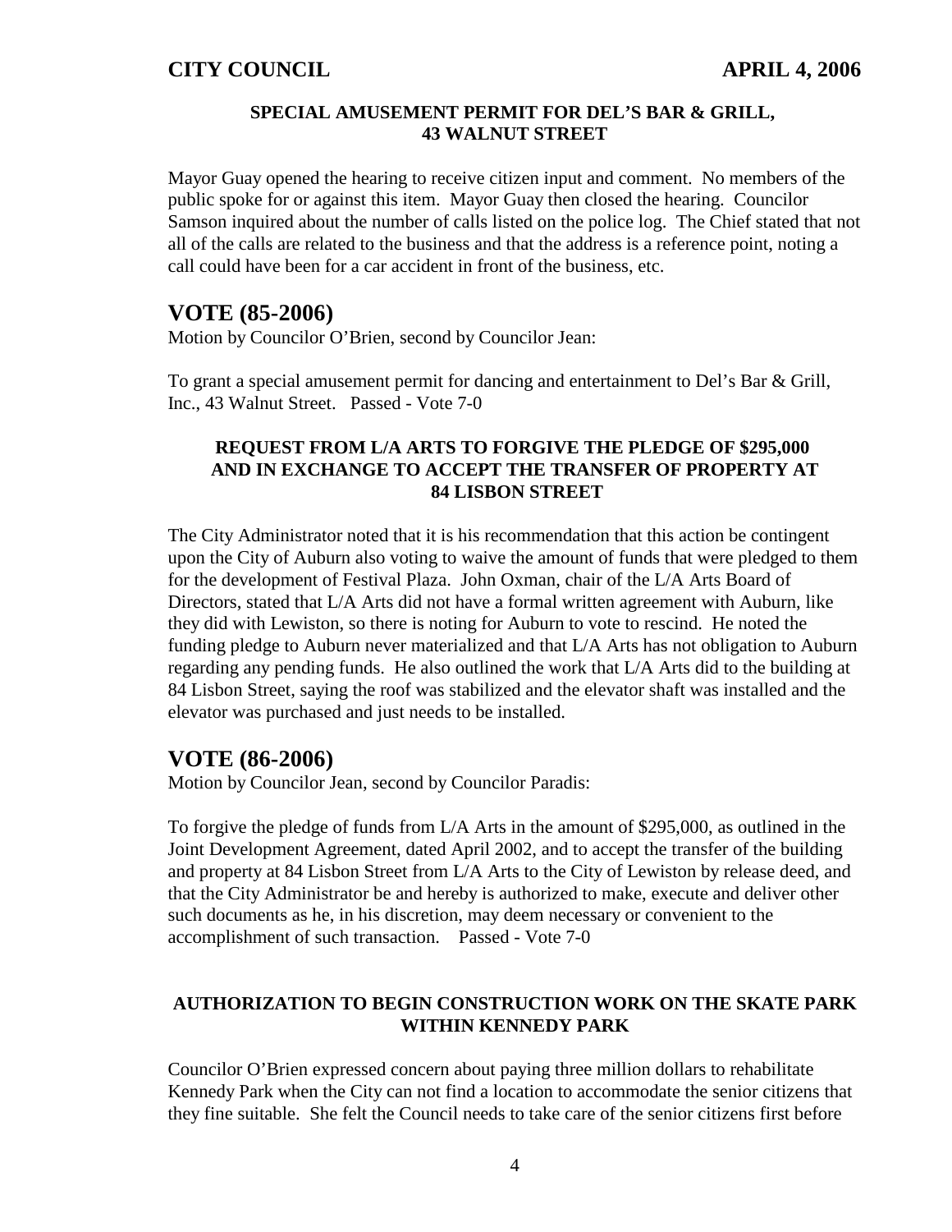### SPECIAL AMUSEMENT PERMIT FOR DEL'S BAR & GRILL, 43 WALNUT STREET

Mayor Guay opened the hearing to receive citizen input and comment. No members of the public spoke for or against this item. Mayor Guay then closed the hearing. Councilor Samson inquired about the number of calls listed on the police log. The Chief stated that not all of the calls are related to the business and that the address is a reference point, noting a call could have been for a car accident in front of the business, etc.

## VOTE (85-2006)

Motion by Councilor O'Brien, second by Councilor Jean:

To grant a special amusement permit for dancing and entertainment to Del's Bar & Grill, Inc., 43 Walnut Street. Passed - Vote 7-0

### REQUEST FROM L/A ARTS TO FORGIVE THE PLEDGE OF $295,000 AND IN EXCHANGE TO ACCEPT THE TRANSFER OF PROPERTY AT 84 LISBON STREET

The City Administrator noted that it is his recommendation that this action be contingent upon the City of Auburn also voting to waive the amount of funds that were pledged to them for the development of Festival Plaza. John Oxman, chair of the L/A Arts Board of Directors, stated that L/A Arts did not have a formal written agreement with Auburn, like they did with Lewiston, so there is noting for Auburn to vote to rescind. He noted the funding pledge to Auburn never materialized and that L/A Arts has not obligation to Auburn regarding any pending funds. He also outlined the work that L/A Arts did to the building at 84 Lisbon Street, saying the roof was stabilized and the elevator shaft was installed and the elevator was purchased and just needs to be installed.

## VOTE (86-2006)

Motion by Councilor Jean, second by Councilor Paradis:

To forgive the pledge of funds from L/A Arts in the amount of $295,000, as outlined in the Joint Development Agreement, dated April 2002, and to accept the transfer of the building and property at 84 Lisbon Street from L/A Arts to the City of Lewiston by release deed, and that the City Administrator be and hereby is authorized to make, execute and deliver other such documents as he, in his discretion, may deem necessary or convenient to the accomplishment of such transaction. Passed - Vote 7-0

### AUTHORIZATION TO BEGIN CONSTRUCTION WORK ON THE SKATE PARK WITHIN KENNEDY PARK

Councilor O'Brien expressed concern about paying three million dollars to rehabilitate Kennedy Park when the City can not find a location to accommodate the senior citizens that they fine suitable. She felt the Council needs to take care of the senior citizens first before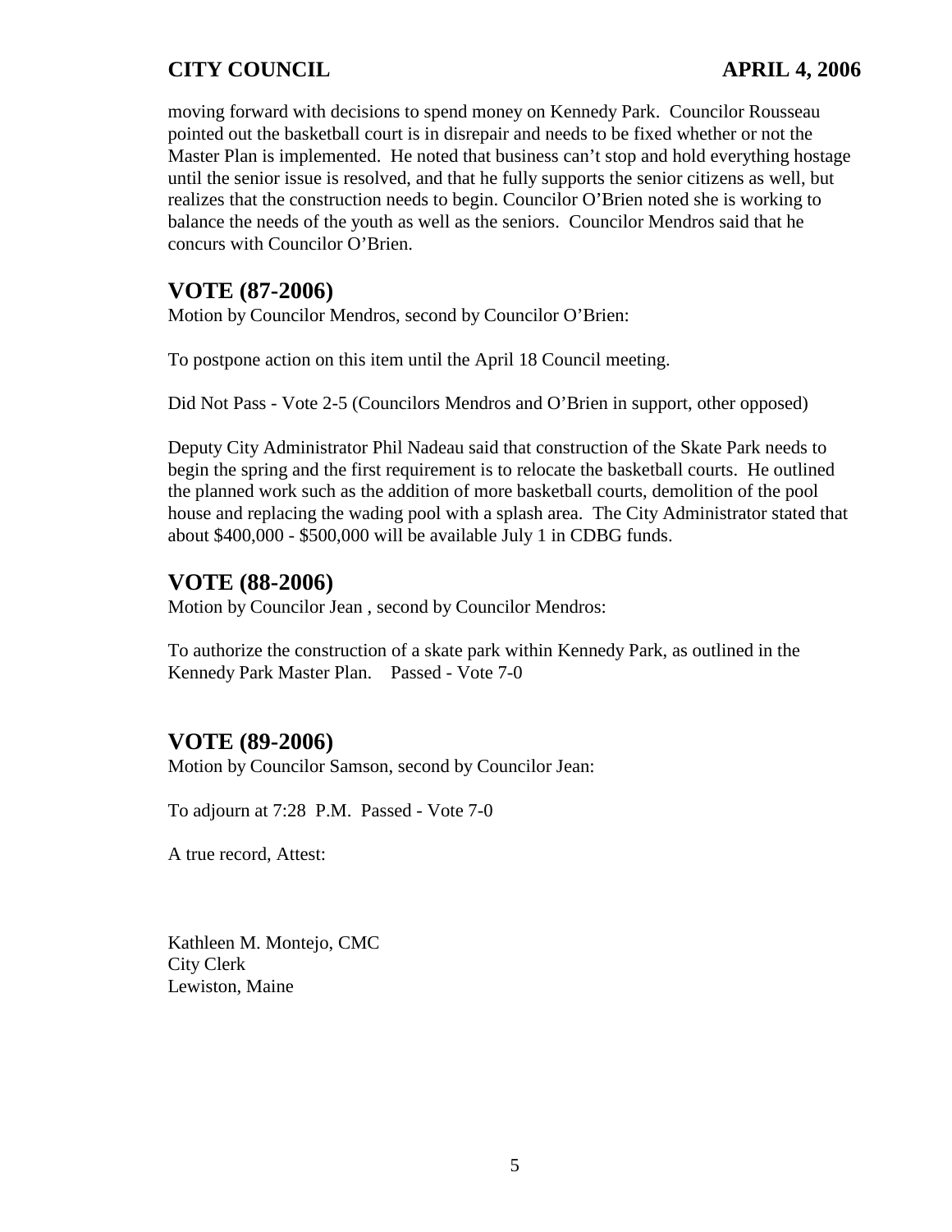moving forward with decisions to spend money on Kennedy Park. Councilor Rousseau pointed out the basketball court is in disrepair and needs to be fixed whether or not the Master Plan is implemented. He noted that business can't stop and hold everything hostage until the senior issue is resolved, and that he fully supports the senior citizens as well, but realizes that the construction needs to begin. Councilor O'Brien noted she is working to balance the needs of the youth as well as the seniors. Councilor Mendros said that he concurs with Councilor O'Brien.

## VOTE (87-2006)

Motion by Councilor Mendros, second by Councilor O'Brien:

To postpone action on this item until the April 18 Council meeting.

Did Not Pass - Vote 2-5 (Councilors Mendros and O'Brien in support, other opposed)

Deputy City Administrator Phil Nadeau said that construction of the Skate Park needs to begin the spring and the first requirement is to relocate the basketball courts. He outlined the planned work such as the addition of more basketball courts, demolition of the pool house and replacing the wading pool with a splash area. The City Administrator stated that about $400,000 - $500,000 will be available July 1 in CDBG funds.

## VOTE (88-2006)

Motion by Councilor Jean , second by Councilor Mendros:

To authorize the construction of a skate park within Kennedy Park, as outlined in the Kennedy Park Master Plan. Passed - Vote 7-0

## VOTE (89-2006)

Motion by Councilor Samson, second by Councilor Jean:

To adjourn at 7:28 P.M. Passed - Vote 7-0

A true record, Attest:

Kathleen M. Montejo, CMC
City Clerk
Lewiston, Maine